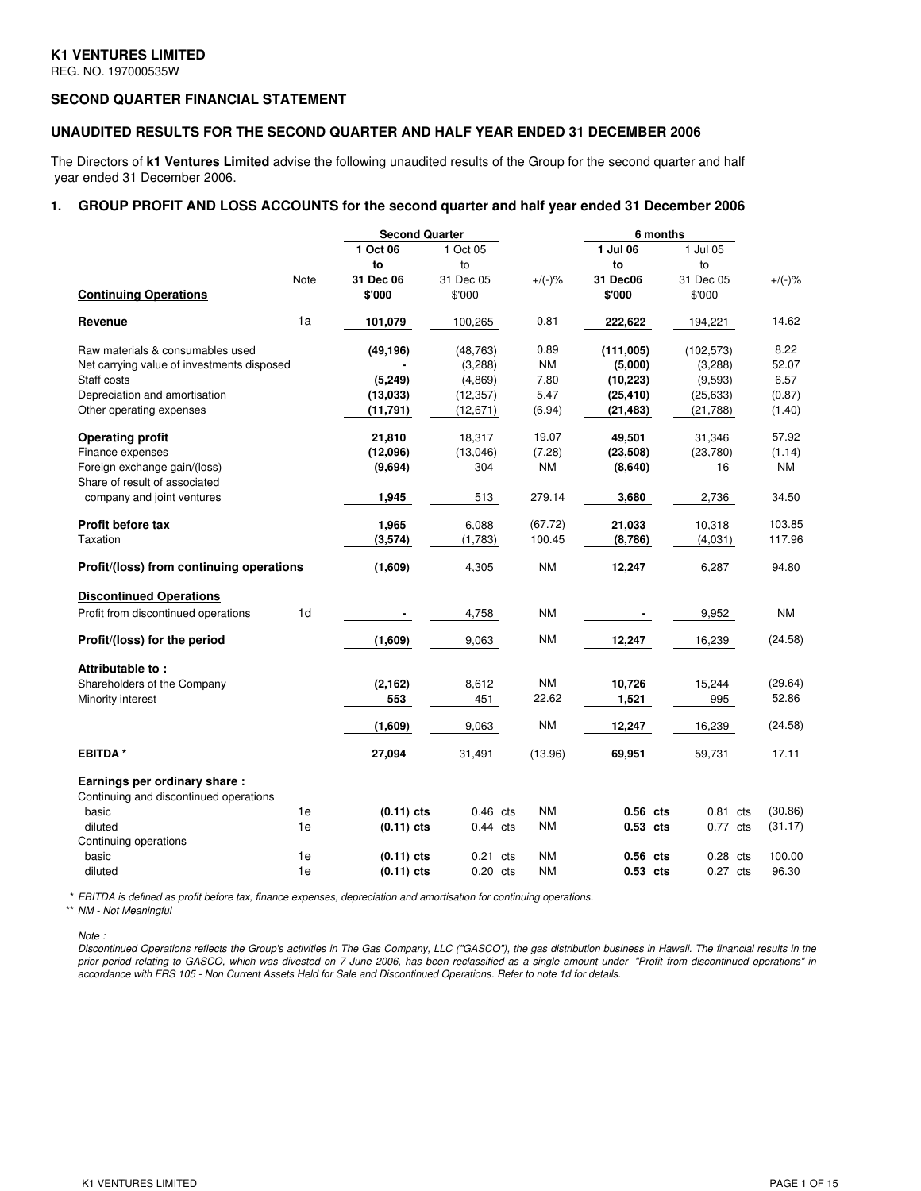**K1 VENTURES LIMITED**
REG. NO. 197000535W

## SECOND QUARTER FINANCIAL STATEMENT

## UNAUDITED RESULTS FOR THE SECOND QUARTER AND HALF YEAR ENDED 31 DECEMBER 2006

The Directors of **k1 Ventures Limited** advise the following unaudited results of the Group for the second quarter and half year ended 31 December 2006.

### 1. GROUP PROFIT AND LOSS ACCOUNTS for the second quarter and half year ended 31 December 2006

| | | Second Quarter | | | 6 months | | |
|---|---|---|---|---|---|---|---|
| | | **1 Oct 06 to 31 Dec 06** | 1 Oct 05 to 31 Dec 05 | | **1 Jul 06 to 31 Dec06** | 1 Jul 05 to 31 Dec 05 | |
| **Continuing Operations** | Note | **$'000** | $'000 | +/(-)% | **$'000** | $'000 | +/(-)% |
| **Revenue** | 1a | **101,079** | 100,265 | 0.81 | **222,622** | 194,221 | 14.62 |
| Raw materials & consumables used | | **(49,196)** | (48,763) | 0.89 | **(111,005)** | (102,573) | 8.22 |
| Net carrying value of investments disposed | | **-** | (3,288) | NM | **(5,000)** | (3,288) | 52.07 |
| Staff costs | | **(5,249)** | (4,869) | 7.80 | **(10,223)** | (9,593) | 6.57 |
| Depreciation and amortisation | | **(13,033)** | (12,357) | 5.47 | **(25,410)** | (25,633) | (0.87) |
| Other operating expenses | | **(11,791)** | (12,671) | (6.94) | **(21,483)** | (21,788) | (1.40) |
| **Operating profit** | | **21,810** | 18,317 | 19.07 | **49,501** | 31,346 | 57.92 |
| Finance expenses | | **(12,096)** | (13,046) | (7.28) | **(23,508)** | (23,780) | (1.14) |
| Foreign exchange gain/(loss) | | **(9,694)** | 304 | NM | **(8,640)** | 16 | NM |
| Share of result of associated company and joint ventures | | **1,945** | 513 | 279.14 | **3,680** | 2,736 | 34.50 |
| **Profit before tax** | | **1,965** | 6,088 | (67.72) | **21,033** | 10,318 | 103.85 |
| Taxation | | **(3,574)** | (1,783) | 100.45 | **(8,786)** | (4,031) | 117.96 |
| **Profit/(loss) from continuing operations** | | **(1,609)** | 4,305 | NM | **12,247** | 6,287 | 94.80 |
| **Discontinued Operations** | | | | | | | |
| Profit from discontinued operations | 1d | **-** | 4,758 | NM | **-** | 9,952 | NM |
| **Profit/(loss) for the period** | | **(1,609)** | 9,063 | NM | **12,247** | 16,239 | (24.58) |
| **Attributable to :** | | | | | | | |
| Shareholders of the Company | | **(2,162)** | 8,612 | NM | **10,726** | 15,244 | (29.64) |
| Minority interest | | **553** | 451 | 22.62 | **1,521** | 995 | 52.86 |
| | | **(1,609)** | 9,063 | NM | **12,247** | 16,239 | (24.58) |
| **EBITDA *** | | **27,094** | 31,491 | (13.96) | **69,951** | 59,731 | 17.11 |
| **Earnings per ordinary share :** | | | | | | | |
| Continuing and discontinued operations | | | | | | | |
| basic | 1e | **(0.11) cts** | 0.46 cts | NM | **0.56 cts** | 0.81 cts | (30.86) |
| diluted | 1e | **(0.11) cts** | 0.44 cts | NM | **0.53 cts** | 0.77 cts | (31.17) |
| Continuing operations | | | | | | | |
| basic | 1e | **(0.11) cts** | 0.21 cts | NM | **0.56 cts** | 0.28 cts | 100.00 |
| diluted | 1e | **(0.11) cts** | 0.20 cts | NM | **0.53 cts** | 0.27 cts | 96.30 |

*\* EBITDA is defined as profit before tax, finance expenses, depreciation and amortisation for continuing operations.*
*\*\* NM - Not Meaningful*

*Note :*
*Discontinued Operations reflects the Group's activities in The Gas Company, LLC ("GASCO"), the gas distribution business in Hawaii. The financial results in the prior period relating to GASCO, which was divested on 7 June 2006, has been reclassified as a single amount under "Profit from discontinued operations" in accordance with FRS 105 - Non Current Assets Held for Sale and Discontinued Operations. Refer to note 1d for details.*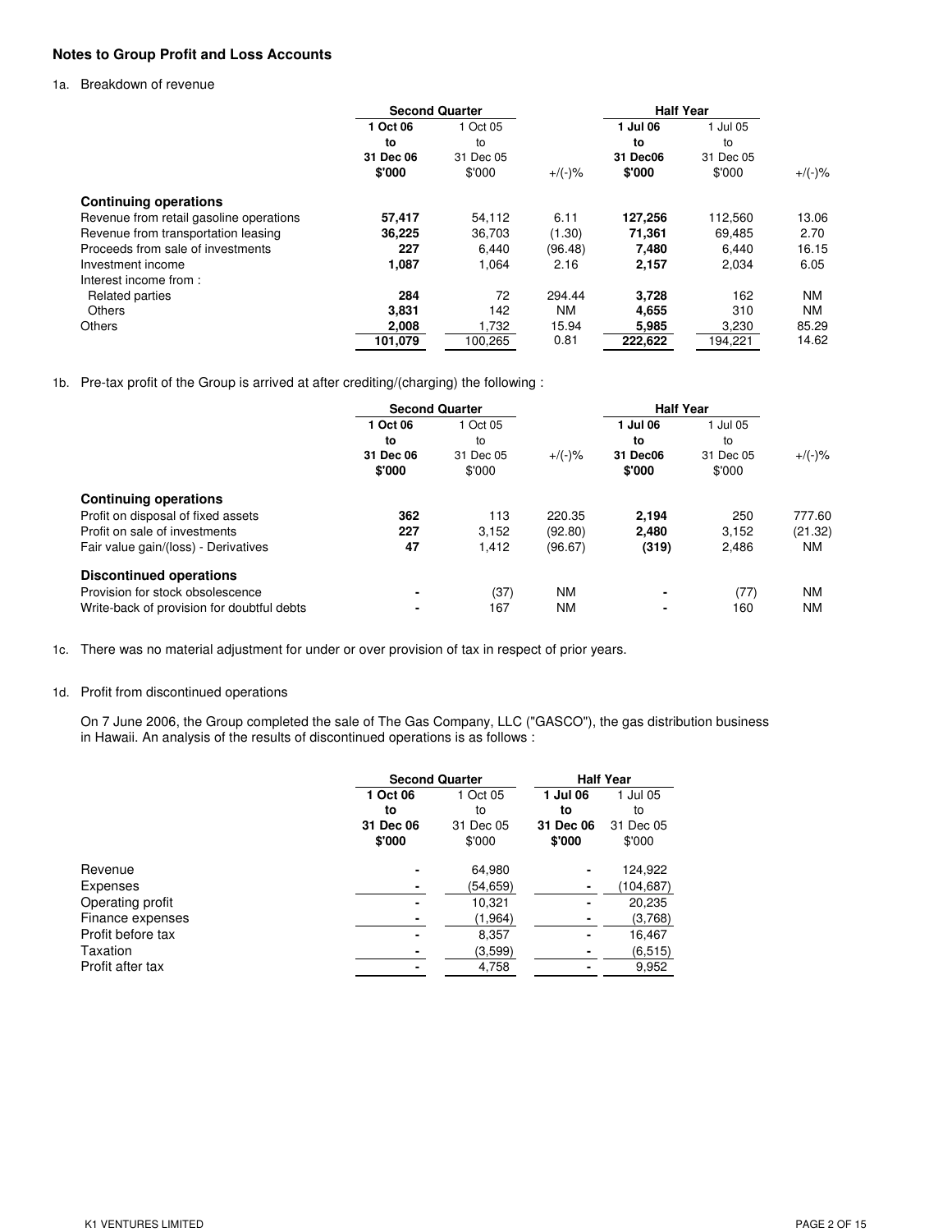## Notes to Group Profit and Loss Accounts

1a. Breakdown of revenue

| | Second Quarter | | | Half Year | | |
|---|---|---|---|---|---|---|
| | **1 Oct 06 to 31 Dec 06 $'000** | 1 Oct 05 to 31 Dec 05 $'000 | +/(-)% | **1 Jul 06 to 31 Dec06 $'000** | 1 Jul 05 to 31 Dec 05 $'000 | +/(-)% |
| **Continuing operations** | | | | | | |
| Revenue from retail gasoline operations | **57,417** | 54,112 | 6.11 | **127,256** | 112,560 | 13.06 |
| Revenue from transportation leasing | **36,225** | 36,703 | (1.30) | **71,361** | 69,485 | 2.70 |
| Proceeds from sale of investments | **227** | 6,440 | (96.48) | **7,480** | 6,440 | 16.15 |
| Investment income | **1,087** | 1,064 | 2.16 | **2,157** | 2,034 | 6.05 |
| Interest income from : | | | | | | |
| Related parties | **284** | 72 | 294.44 | **3,728** | 162 | NM |
| Others | **3,831** | 142 | NM | **4,655** | 310 | NM |
| Others | **2,008** | 1,732 | 15.94 | **5,985** | 3,230 | 85.29 |
| | **101,079** | 100,265 | 0.81 | **222,622** | 194,221 | 14.62 |

1b. Pre-tax profit of the Group is arrived at after crediting/(charging) the following :

| | Second Quarter | | | Half Year | | |
|---|---|---|---|---|---|---|
| | **1 Oct 06 to 31 Dec 06 $'000** | 1 Oct 05 to 31 Dec 05 $'000 | +/(-)% | **1 Jul 06 to 31 Dec06 $'000** | 1 Jul 05 to 31 Dec 05 $'000 | +/(-)% |
| **Continuing operations** | | | | | | |
| Profit on disposal of fixed assets | **362** | 113 | 220.35 | **2,194** | 250 | 777.60 |
| Profit on sale of investments | **227** | 3,152 | (92.80) | **2,480** | 3,152 | (21.32) |
| Fair value gain/(loss) - Derivatives | **47** | 1,412 | (96.67) | **(319)** | 2,486 | NM |
| **Discontinued operations** | | | | | | |
| Provision for stock obsolescence | **-** | (37) | NM | **-** | (77) | NM |
| Write-back of provision for doubtful debts | **-** | 167 | NM | **-** | 160 | NM |

1c. There was no material adjustment for under or over provision of tax in respect of prior years.

1d. Profit from discontinued operations

On 7 June 2006, the Group completed the sale of The Gas Company, LLC ("GASCO"), the gas distribution business in Hawaii. An analysis of the results of discontinued operations is as follows :

| | Second Quarter | | Half Year | |
|---|---|---|---|---|
| | **1 Oct 06 to 31 Dec 06 $'000** | 1 Oct 05 to 31 Dec 05 $'000 | **1 Jul 06 to 31 Dec 06 $'000** | 1 Jul 05 to 31 Dec 05 $'000 |
| Revenue | **-** | 64,980 | **-** | 124,922 |
| Expenses | **-** | (54,659) | **-** | (104,687) |
| Operating profit | **-** | 10,321 | **-** | 20,235 |
| Finance expenses | **-** | (1,964) | **-** | (3,768) |
| Profit before tax | **-** | 8,357 | **-** | 16,467 |
| Taxation | **-** | (3,599) | **-** | (6,515) |
| Profit after tax | **-** | 4,758 | **-** | 9,952 |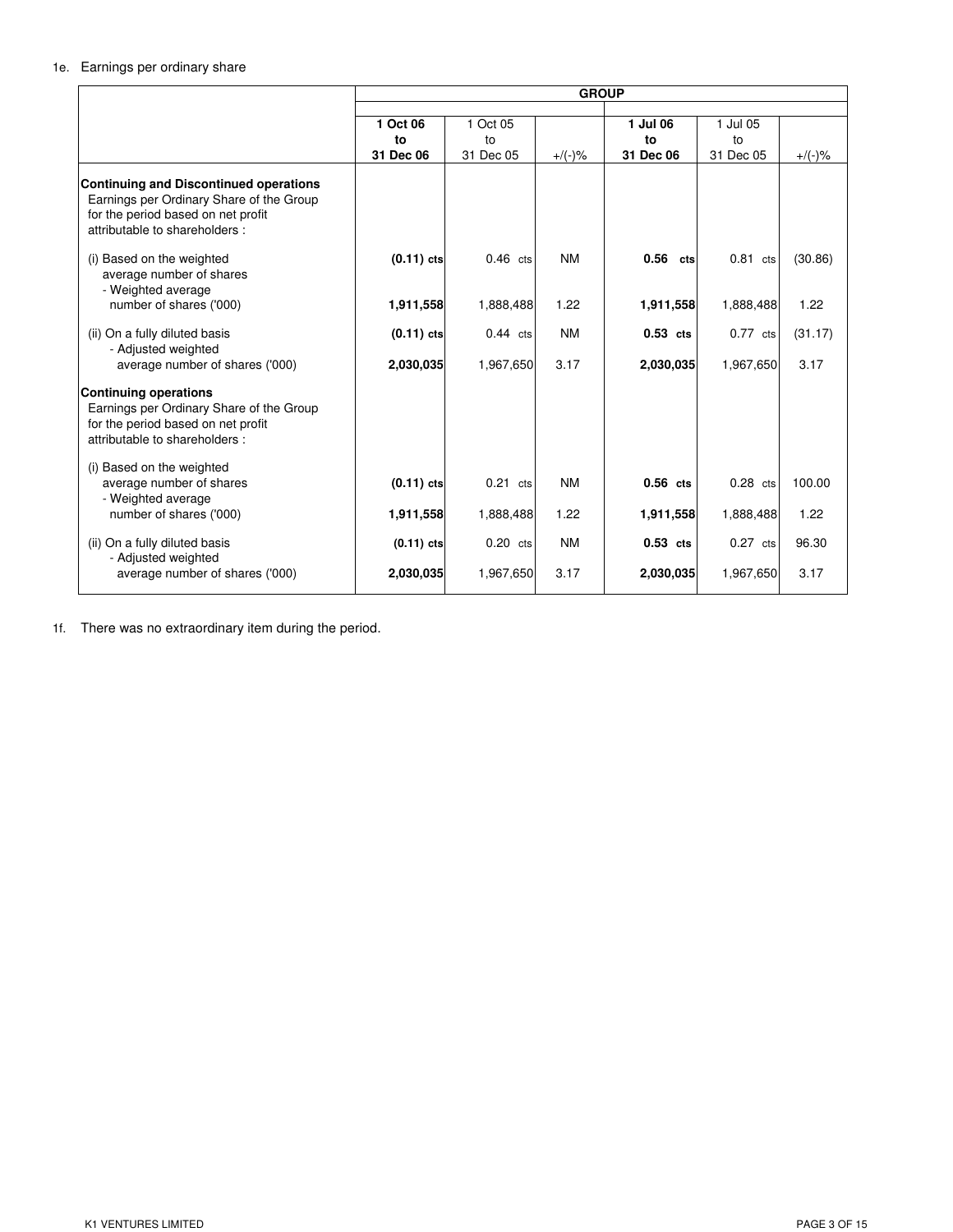1e. Earnings per ordinary share

| | GROUP | | | | | |
|---|---|---|---|---|---|---|
| | **1 Oct 06 to 31 Dec 06** | 1 Oct 05 to 31 Dec 05 | +/(-)% | **1 Jul 06 to 31 Dec 06** | 1 Jul 05 to 31 Dec 05 | +/(-)% |
| **Continuing and Discontinued operations** Earnings per Ordinary Share of the Group for the period based on net profit attributable to shareholders : | | | | | | |
| (i) Based on the weighted average number of shares | **(0.11) cts** | 0.46 cts | NM | **0.56 cts** | 0.81 cts | (30.86) |
| - Weighted average number of shares ('000) | **1,911,558** | 1,888,488 | 1.22 | **1,911,558** | 1,888,488 | 1.22 |
| (ii) On a fully diluted basis | **(0.11) cts** | 0.44 cts | NM | **0.53 cts** | 0.77 cts | (31.17) |
| - Adjusted weighted average number of shares ('000) | **2,030,035** | 1,967,650 | 3.17 | **2,030,035** | 1,967,650 | 3.17 |
| **Continuing operations** Earnings per Ordinary Share of the Group for the period based on net profit attributable to shareholders : | | | | | | |
| (i) Based on the weighted average number of shares | **(0.11) cts** | 0.21 cts | NM | **0.56 cts** | 0.28 cts | 100.00 |
| - Weighted average number of shares ('000) | **1,911,558** | 1,888,488 | 1.22 | **1,911,558** | 1,888,488 | 1.22 |
| (ii) On a fully diluted basis | **(0.11) cts** | 0.20 cts | NM | **0.53 cts** | 0.27 cts | 96.30 |
| - Adjusted weighted average number of shares ('000) | **2,030,035** | 1,967,650 | 3.17 | **2,030,035** | 1,967,650 | 3.17 |

1f. There was no extraordinary item during the period.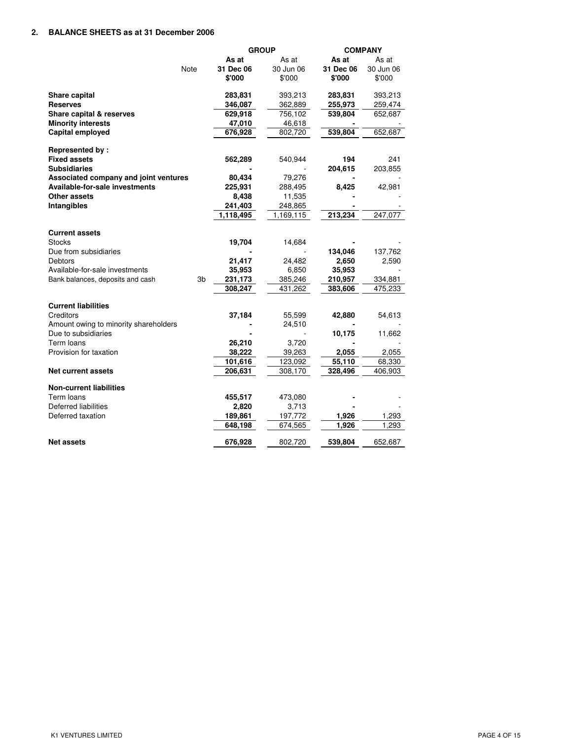## 2. BALANCE SHEETS as at 31 December 2006

| | Note | GROUP | | COMPANY | |
|---|---|---|---|---|---|
| | | **As at 31 Dec 06 $'000** | As at 30 Jun 06 $'000 | **As at 31 Dec 06 $'000** | As at 30 Jun 06 $'000 |
| **Share capital** | | **283,831** | 393,213 | **283,831** | 393,213 |
| **Reserves** | | **346,087** | 362,889 | **255,973** | 259,474 |
| **Share capital & reserves** | | **629,918** | 756,102 | **539,804** | 652,687 |
| **Minority interests** | | **47,010** | 46,618 | **-** | - |
| **Capital employed** | | **676,928** | 802,720 | **539,804** | 652,687 |
| | | | | | |
| **Represented by :** | | | | | |
| **Fixed assets** | | **562,289** | 540,944 | **194** | 241 |
| **Subsidiaries** | | **-** | - | **204,615** | 203,855 |
| **Associated company and joint ventures** | | **80,434** | 79,276 | **-** | - |
| **Available-for-sale investments** | | **225,931** | 288,495 | **8,425** | 42,981 |
| **Other assets** | | **8,438** | 11,535 | **-** | - |
| **Intangibles** | | **241,403** | 248,865 | **-** | - |
| | | **1,118,495** | 1,169,115 | **213,234** | 247,077 |
| | | | | | |
| **Current assets** | | | | | |
| Stocks | | **19,704** | 14,684 | **-** | - |
| Due from subsidiaries | | **-** | - | **134,046** | 137,762 |
| Debtors | | **21,417** | 24,482 | **2,650** | 2,590 |
| Available-for-sale investments | | **35,953** | 6,850 | **35,953** | - |
| Bank balances, deposits and cash | 3b | **231,173** | 385,246 | **210,957** | 334,881 |
| | | **308,247** | 431,262 | **383,606** | 475,233 |
| | | | | | |
| **Current liabilities** | | | | | |
| Creditors | | **37,184** | 55,599 | **42,880** | 54,613 |
| Amount owing to minority shareholders | | **-** | 24,510 | **-** | - |
| Due to subsidiaries | | **-** | - | **10,175** | 11,662 |
| Term loans | | **26,210** | 3,720 | **-** | - |
| Provision for taxation | | **38,222** | 39,263 | **2,055** | 2,055 |
| | | **101,616** | 123,092 | **55,110** | 68,330 |
| **Net current assets** | | **206,631** | 308,170 | **328,496** | 406,903 |
| | | | | | |
| **Non-current liabilities** | | | | | |
| Term loans | | **455,517** | 473,080 | **-** | - |
| Deferred liabilities | | **2,820** | 3,713 | **-** | - |
| Deferred taxation | | **189,861** | 197,772 | **1,926** | 1,293 |
| | | **648,198** | 674,565 | **1,926** | 1,293 |
| | | | | | |
| **Net assets** | | **676,928** | 802,720 | **539,804** | 652,687 |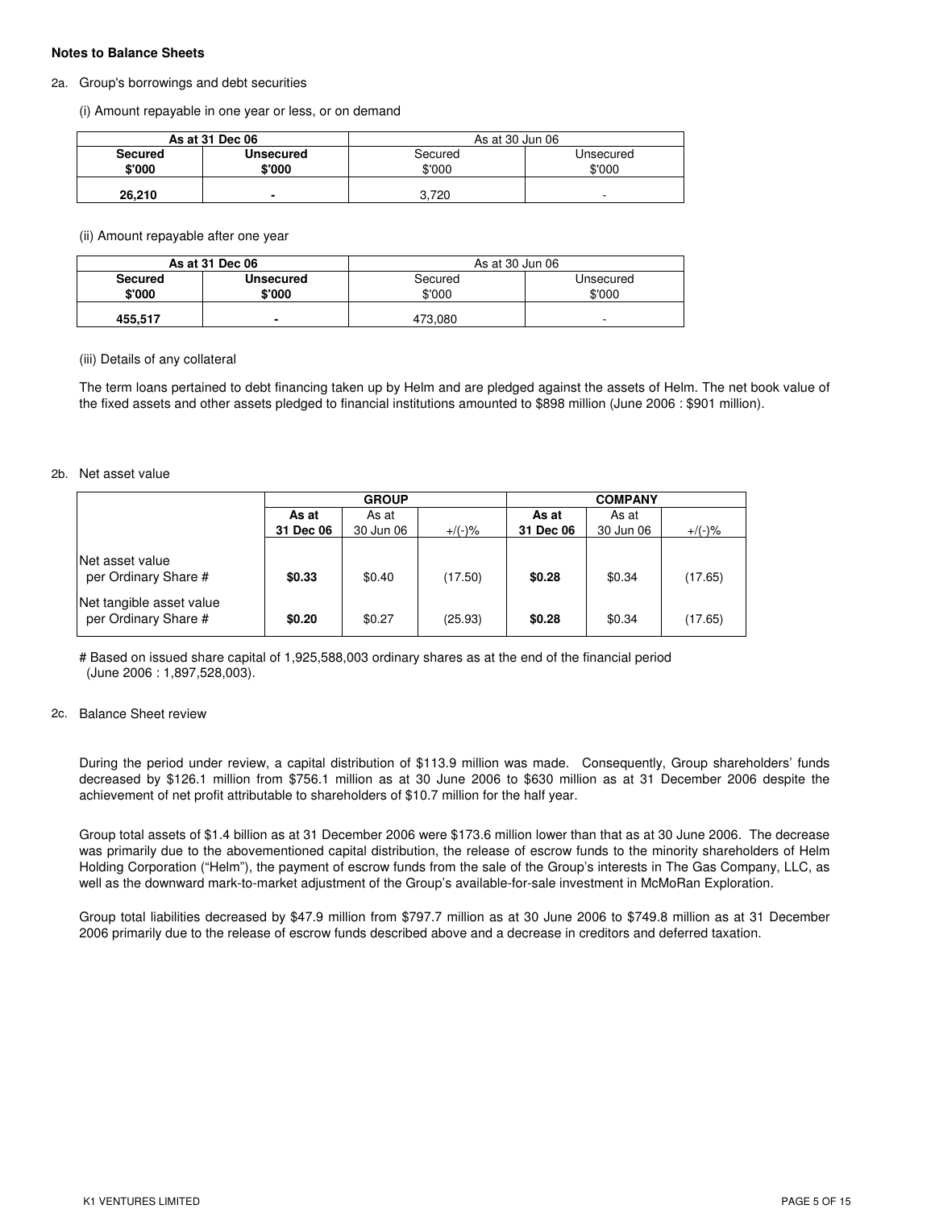**Notes to Balance Sheets**

2a. Group's borrowings and debt securities

(i) Amount repayable in one year or less, or on demand

| As at 31 Dec 06 | | As at 30 Jun 06 | |
|---|---|---|---|
| **Secured $'000** | **Unsecured $'000** | Secured $'000 | Unsecured $'000 |
| **26,210** | **-** | 3,720 | - |

(ii) Amount repayable after one year

| As at 31 Dec 06 | | As at 30 Jun 06 | |
|---|---|---|---|
| **Secured $'000** | **Unsecured $'000** | Secured $'000 | Unsecured $'000 |
| **455,517** | **-** | 473,080 | - |

(iii) Details of any collateral

The term loans pertained to debt financing taken up by Helm and are pledged against the assets of Helm. The net book value of the fixed assets and other assets pledged to financial institutions amounted to $898 million (June 2006 : $901 million).

2b. Net asset value

| | GROUP | | | COMPANY | | |
|---|---|---|---|---|---|---|
| | **As at 31 Dec 06** | As at 30 Jun 06 | +/(-)% | **As at 31 Dec 06** | As at 30 Jun 06 | +/(-)% |
| Net asset value per Ordinary Share # | **$0.33** | $0.40 | (17.50) | **$0.28** | $0.34 | (17.65) |
| Net tangible asset value per Ordinary Share # | **$0.20** | $0.27 | (25.93) | **$0.28** | $0.34 | (17.65) |

# Based on issued share capital of 1,925,588,003 ordinary shares as at the end of the financial period (June 2006 : 1,897,528,003).

2c. Balance Sheet review

During the period under review, a capital distribution of $113.9 million was made. Consequently, Group shareholders' funds decreased by $126.1 million from $756.1 million as at 30 June 2006 to $630 million as at 31 December 2006 despite the achievement of net profit attributable to shareholders of $10.7 million for the half year.

Group total assets of $1.4 billion as at 31 December 2006 were $173.6 million lower than that as at 30 June 2006. The decrease was primarily due to the abovementioned capital distribution, the release of escrow funds to the minority shareholders of Helm Holding Corporation ("Helm"), the payment of escrow funds from the sale of the Group's interests in The Gas Company, LLC, as well as the downward mark-to-market adjustment of the Group's available-for-sale investment in McMoRan Exploration.

Group total liabilities decreased by $47.9 million from $797.7 million as at 30 June 2006 to $749.8 million as at 31 December 2006 primarily due to the release of escrow funds described above and a decrease in creditors and deferred taxation.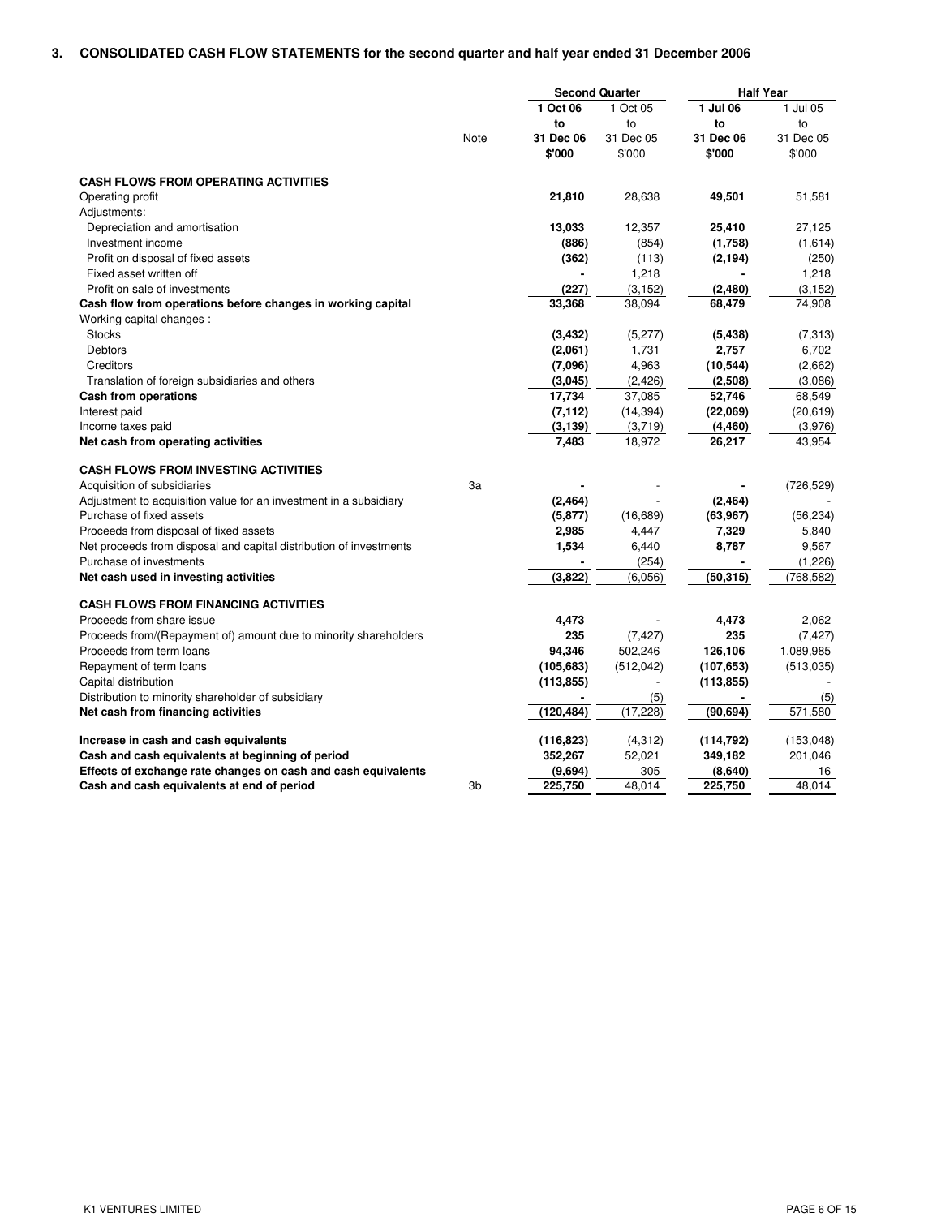### 3. CONSOLIDATED CASH FLOW STATEMENTS for the second quarter and half year ended 31 December 2006

| | Note | Second Quarter | | Half Year | |
|---|---|---|---|---|---|
| | | **1 Oct 06 to 31 Dec 06 $'000** | 1 Oct 05 to 31 Dec 05 $'000 | **1 Jul 06 to 31 Dec 06 $'000** | 1 Jul 05 to 31 Dec 05 $'000 |
| **CASH FLOWS FROM OPERATING ACTIVITIES** | | | | | |
| Operating profit | | **21,810** | 28,638 | **49,501** | 51,581 |
| Adjustments: | | | | | |
| Depreciation and amortisation | | **13,033** | 12,357 | **25,410** | 27,125 |
| Investment income | | **(886)** | (854) | **(1,758)** | (1,614) |
| Profit on disposal of fixed assets | | **(362)** | (113) | **(2,194)** | (250) |
| Fixed asset written off | | **-** | 1,218 | **-** | 1,218 |
| Profit on sale of investments | | **(227)** | (3,152) | **(2,480)** | (3,152) |
| **Cash flow from operations before changes in working capital** | | **33,368** | 38,094 | **68,479** | 74,908 |
| Working capital changes : | | | | | |
| Stocks | | **(3,432)** | (5,277) | **(5,438)** | (7,313) |
| Debtors | | **(2,061)** | 1,731 | **2,757** | 6,702 |
| Creditors | | **(7,096)** | 4,963 | **(10,544)** | (2,662) |
| Translation of foreign subsidiaries and others | | **(3,045)** | (2,426) | **(2,508)** | (3,086) |
| **Cash from operations** | | **17,734** | 37,085 | **52,746** | 68,549 |
| Interest paid | | **(7,112)** | (14,394) | **(22,069)** | (20,619) |
| Income taxes paid | | **(3,139)** | (3,719) | **(4,460)** | (3,976) |
| **Net cash from operating activities** | | **7,483** | 18,972 | **26,217** | 43,954 |
| **CASH FLOWS FROM INVESTING ACTIVITIES** | | | | | |
| Acquisition of subsidiaries | 3a | **-** | - | **-** | (726,529) |
| Adjustment to acquisition value for an investment in a subsidiary | | **(2,464)** | - | **(2,464)** | - |
| Purchase of fixed assets | | **(5,877)** | (16,689) | **(63,967)** | (56,234) |
| Proceeds from disposal of fixed assets | | **2,985** | 4,447 | **7,329** | 5,840 |
| Net proceeds from disposal and capital distribution of investments | | **1,534** | 6,440 | **8,787** | 9,567 |
| Purchase of investments | | **-** | (254) | **-** | (1,226) |
| **Net cash used in investing activities** | | **(3,822)** | (6,056) | **(50,315)** | (768,582) |
| **CASH FLOWS FROM FINANCING ACTIVITIES** | | | | | |
| Proceeds from share issue | | **4,473** | - | **4,473** | 2,062 |
| Proceeds from/(Repayment of) amount due to minority shareholders | | **235** | (7,427) | **235** | (7,427) |
| Proceeds from term loans | | **94,346** | 502,246 | **126,106** | 1,089,985 |
| Repayment of term loans | | **(105,683)** | (512,042) | **(107,653)** | (513,035) |
| Capital distribution | | **(113,855)** | - | **(113,855)** | - |
| Distribution to minority shareholder of subsidiary | | **-** | (5) | **-** | (5) |
| **Net cash from financing activities** | | **(120,484)** | (17,228) | **(90,694)** | 571,580 |
| **Increase in cash and cash equivalents** | | **(116,823)** | (4,312) | **(114,792)** | (153,048) |
| **Cash and cash equivalents at beginning of period** | | **352,267** | 52,021 | **349,182** | 201,046 |
| **Effects of exchange rate changes on cash and cash equivalents** | | **(9,694)** | 305 | **(8,640)** | 16 |
| **Cash and cash equivalents at end of period** | 3b | **225,750** | 48,014 | **225,750** | 48,014 |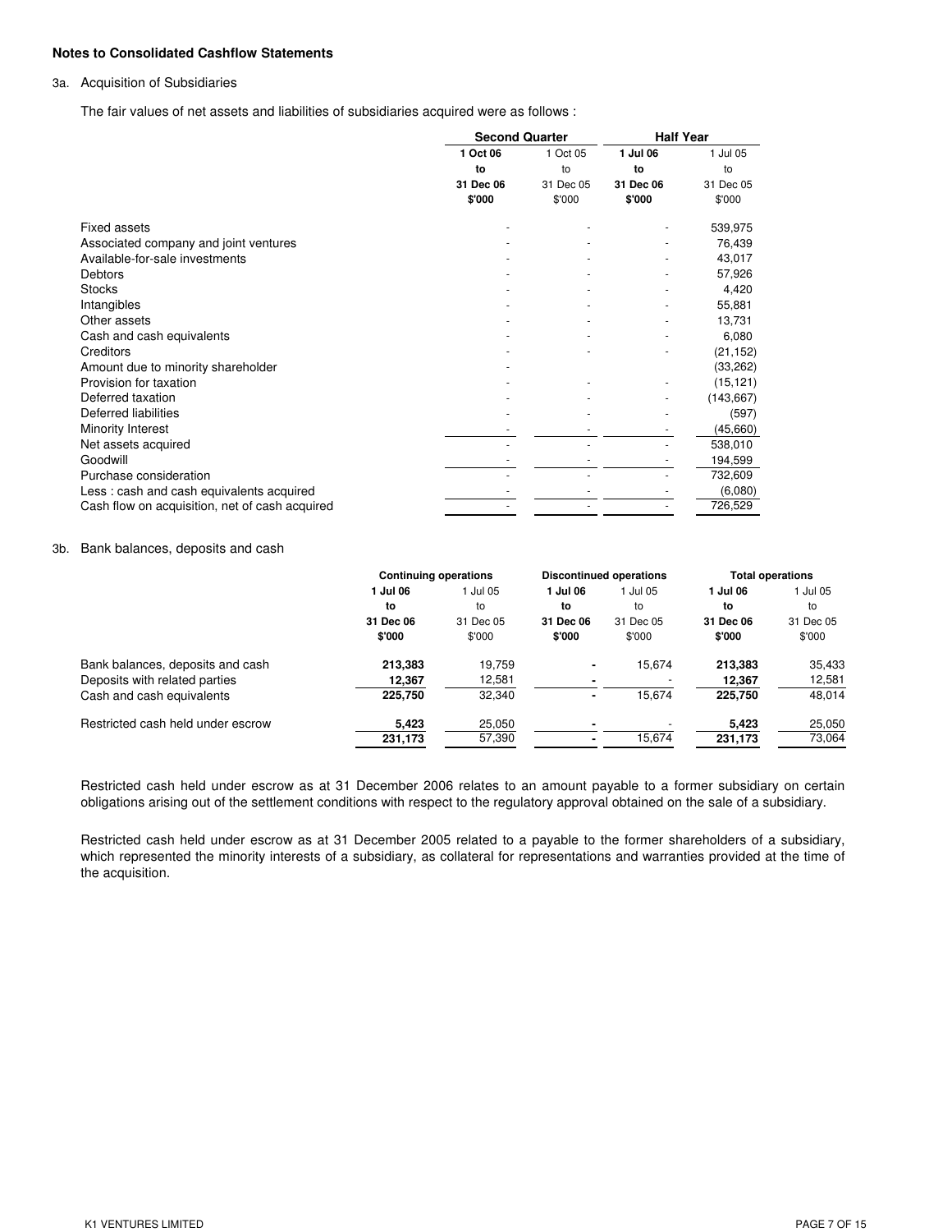**Notes to Consolidated Cashflow Statements**

3a. Acquisition of Subsidiaries

The fair values of net assets and liabilities of subsidiaries acquired were as follows :

| | Second Quarter | | Half Year | |
|---|---|---|---|---|
| | **1 Oct 06 to 31 Dec 06 $'000** | 1 Oct 05 to 31 Dec 05 $'000 | **1 Jul 06 to 31 Dec 06 $'000** | 1 Jul 05 to 31 Dec 05 $'000 |
| Fixed assets | - | - | - | 539,975 |
| Associated company and joint ventures | - | - | - | 76,439 |
| Available-for-sale investments | - | - | - | 43,017 |
| Debtors | - | - | - | 57,926 |
| Stocks | - | - | - | 4,420 |
| Intangibles | - | - | - | 55,881 |
| Other assets | - | - | - | 13,731 |
| Cash and cash equivalents | - | - | - | 6,080 |
| Creditors | - | - | - | (21,152) |
| Amount due to minority shareholder | - | | | (33,262) |
| Provision for taxation | - | - | - | (15,121) |
| Deferred taxation | - | - | - | (143,667) |
| Deferred liabilities | - | - | - | (597) |
| Minority Interest | - | - | - | (45,660) |
| Net assets acquired | - | - | - | 538,010 |
| Goodwill | - | - | - | 194,599 |
| Purchase consideration | - | - | - | 732,609 |
| Less : cash and cash equivalents acquired | - | - | - | (6,080) |
| Cash flow on acquisition, net of cash acquired | - | - | - | 726,529 |

3b. Bank balances, deposits and cash

| | Continuing operations | | Discontinued operations | | Total operations | |
|---|---|---|---|---|---|---|
| | **1 Jul 06 to 31 Dec 06 $'000** | 1 Jul 05 to 31 Dec 05 $'000 | **1 Jul 06 to 31 Dec 06 $'000** | 1 Jul 05 to 31 Dec 05 $'000 | **1 Jul 06 to 31 Dec 06 $'000** | 1 Jul 05 to 31 Dec 05 $'000 |
| Bank balances, deposits and cash | **213,383** | 19,759 | **-** | 15,674 | **213,383** | 35,433 |
| Deposits with related parties | **12,367** | 12,581 | **-** | - | **12,367** | 12,581 |
| Cash and cash equivalents | **225,750** | 32,340 | **-** | 15,674 | **225,750** | 48,014 |
| Restricted cash held under escrow | **5,423** | 25,050 | **-** | - | **5,423** | 25,050 |
| | **231,173** | 57,390 | **-** | 15,674 | **231,173** | 73,064 |

Restricted cash held under escrow as at 31 December 2006 relates to an amount payable to a former subsidiary on certain obligations arising out of the settlement conditions with respect to the regulatory approval obtained on the sale of a subsidiary.

Restricted cash held under escrow as at 31 December 2005 related to a payable to the former shareholders of a subsidiary, which represented the minority interests of a subsidiary, as collateral for representations and warranties provided at the time of the acquisition.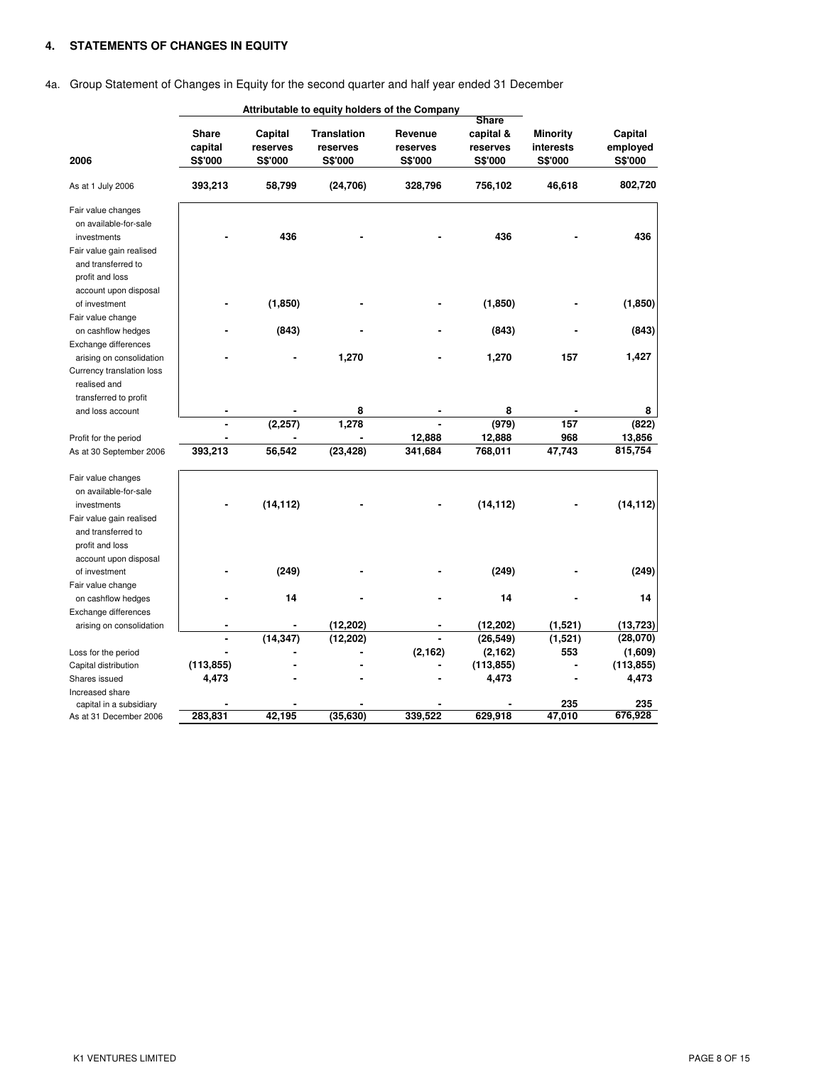## 4. STATEMENTS OF CHANGES IN EQUITY

4a. Group Statement of Changes in Equity for the second quarter and half year ended 31 December

| | Attributable to equity holders of the Company | | | | | | |
|---|---|---|---|---|---|---|---|
| **2006** | **Share capital S$'000** | **Capital reserves S$'000** | **Translation reserves S$'000** | **Revenue reserves S$'000** | **Share capital & reserves S$'000** | **Minority interests S$'000** | **Capital employed S$'000** |
| As at 1 July 2006 | **393,213** | **58,799** | **(24,706)** | **328,796** | **756,102** | **46,618** | **802,720** |
| Fair value changes on available-for-sale investments | **-** | **436** | **-** | **-** | **436** | **-** | **436** |
| Fair value gain realised and transferred to profit and loss account upon disposal of investment | **-** | **(1,850)** | **-** | **-** | **(1,850)** | **-** | **(1,850)** |
| Fair value change on cashflow hedges | **-** | **(843)** | **-** | **-** | **(843)** | **-** | **(843)** |
| Exchange differences arising on consolidation | **-** | **-** | **1,270** | **-** | **1,270** | **157** | **1,427** |
| Currency translation loss realised and transferred to profit and loss account | **-** | **-** | **8** | **-** | **8** | **-** | **8** |
| | **-** | **(2,257)** | **1,278** | **-** | **(979)** | **157** | **(822)** |
| Profit for the period | **-** | **-** | **-** | **12,888** | **12,888** | **968** | **13,856** |
| As at 30 September 2006 | **393,213** | **56,542** | **(23,428)** | **341,684** | **768,011** | **47,743** | **815,754** |
| Fair value changes on available-for-sale investments | **-** | **(14,112)** | **-** | **-** | **(14,112)** | **-** | **(14,112)** |
| Fair value gain realised and transferred to profit and loss account upon disposal of investment | **-** | **(249)** | **-** | **-** | **(249)** | **-** | **(249)** |
| Fair value change on cashflow hedges | **-** | **14** | **-** | **-** | **14** | **-** | **14** |
| Exchange differences arising on consolidation | **-** | **-** | **(12,202)** | **-** | **(12,202)** | **(1,521)** | **(13,723)** |
| | **-** | **(14,347)** | **(12,202)** | **-** | **(26,549)** | **(1,521)** | **(28,070)** |
| Loss for the period | **-** | **-** | **-** | **(2,162)** | **(2,162)** | **553** | **(1,609)** |
| Capital distribution | **(113,855)** | **-** | **-** | **-** | **(113,855)** | **-** | **(113,855)** |
| Shares issued | **4,473** | **-** | **-** | **-** | **4,473** | **-** | **4,473** |
| Increased share capital in a subsidiary | **-** | **-** | **-** | **-** | **-** | **235** | **235** |
| As at 31 December 2006 | **283,831** | **42,195** | **(35,630)** | **339,522** | **629,918** | **47,010** | **676,928** |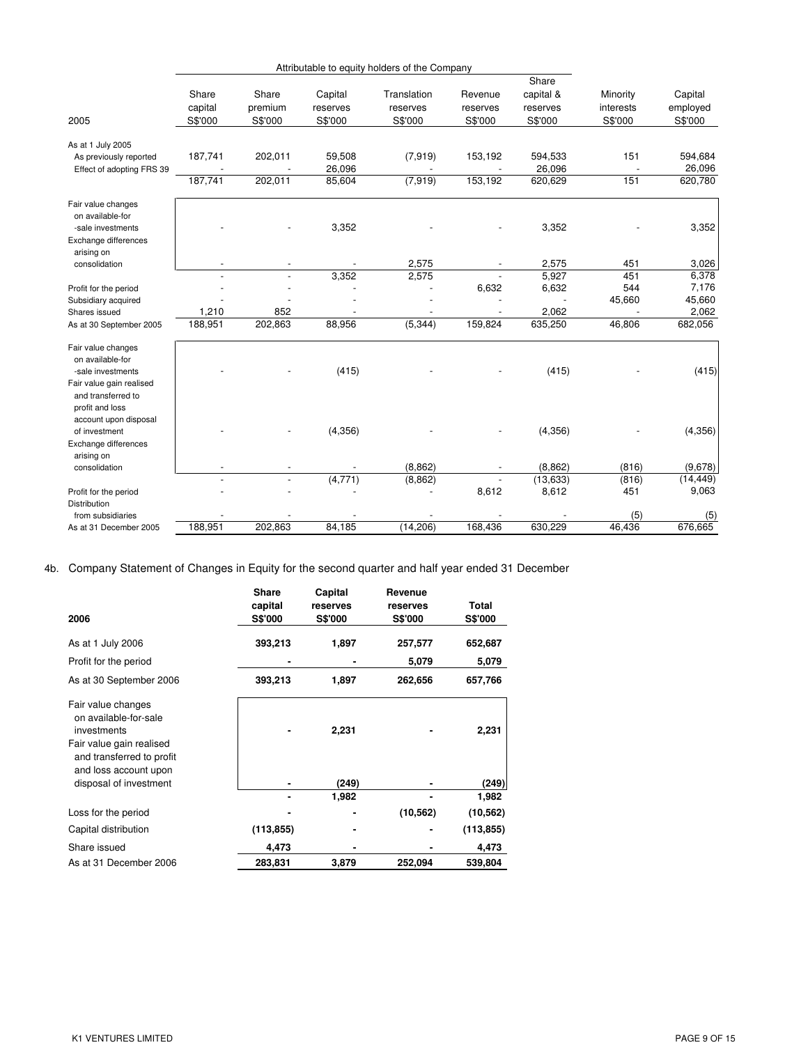| | Attributable to equity holders of the Company | | | | | | | |
|---|---|---|---|---|---|---|---|---|
| 2005 | Share capital S$'000 | Share premium S$'000 | Capital reserves S$'000 | Translation reserves S$'000 | Revenue reserves S$'000 | Share capital & reserves S$'000 | Minority interests S$'000 | Capital employed S$'000 |
| As at 1 July 2005 | | | | | | | | |
| As previously reported | 187,741 | 202,011 | 59,508 | (7,919) | 153,192 | 594,533 | 151 | 594,684 |
| Effect of adopting FRS 39 | - | - | 26,096 | - | - | 26,096 | - | 26,096 |
| | 187,741 | 202,011 | 85,604 | (7,919) | 153,192 | 620,629 | 151 | 620,780 |
| Fair value changes on available-for -sale investments | - | - | 3,352 | - | - | 3,352 | - | 3,352 |
| Exchange differences arising on consolidation | - | - | - | 2,575 | - | 2,575 | 451 | 3,026 |
| | - | - | 3,352 | 2,575 | - | 5,927 | 451 | 6,378 |
| Profit for the period | - | - | - | - | 6,632 | 6,632 | 544 | 7,176 |
| Subsidiary acquired | - | - | - | - | - | - | 45,660 | 45,660 |
| Shares issued | 1,210 | 852 | - | - | - | 2,062 | - | 2,062 |
| As at 30 September 2005 | 188,951 | 202,863 | 88,956 | (5,344) | 159,824 | 635,250 | 46,806 | 682,056 |
| Fair value changes on available-for -sale investments | - | - | (415) | - | - | (415) | - | (415) |
| Fair value gain realised and transferred to profit and loss account upon disposal of investment | - | - | (4,356) | - | - | (4,356) | - | (4,356) |
| Exchange differences arising on consolidation | - | - | - | (8,862) | - | (8,862) | (816) | (9,678) |
| | - | - | (4,771) | (8,862) | - | (13,633) | (816) | (14,449) |
| Profit for the period | - | - | - | - | 8,612 | 8,612 | 451 | 9,063 |
| Distribution from subsidiaries | - | - | - | - | - | - | (5) | (5) |
| As at 31 December 2005 | 188,951 | 202,863 | 84,185 | (14,206) | 168,436 | 630,229 | 46,436 | 676,665 |

4b. Company Statement of Changes in Equity for the second quarter and half year ended 31 December

| 2006 | Share capital S$'000 | Capital reserves S$'000 | Revenue reserves S$'000 | Total S$'000 |
|---|---|---|---|---|
| As at 1 July 2006 | 393,213 | 1,897 | 257,577 | 652,687 |
| Profit for the period | - | - | 5,079 | 5,079 |
| As at 30 September 2006 | 393,213 | 1,897 | 262,656 | 657,766 |
| Fair value changes on available-for-sale investments | - | 2,231 | - | 2,231 |
| Fair value gain realised and transferred to profit and loss account upon disposal of investment | - | (249) | - | (249) |
| | - | 1,982 | - | 1,982 |
| Loss for the period | - | - | (10,562) | (10,562) |
| Capital distribution | (113,855) | - | - | (113,855) |
| Share issued | 4,473 | - | - | 4,473 |
| As at 31 December 2006 | 283,831 | 3,879 | 252,094 | 539,804 |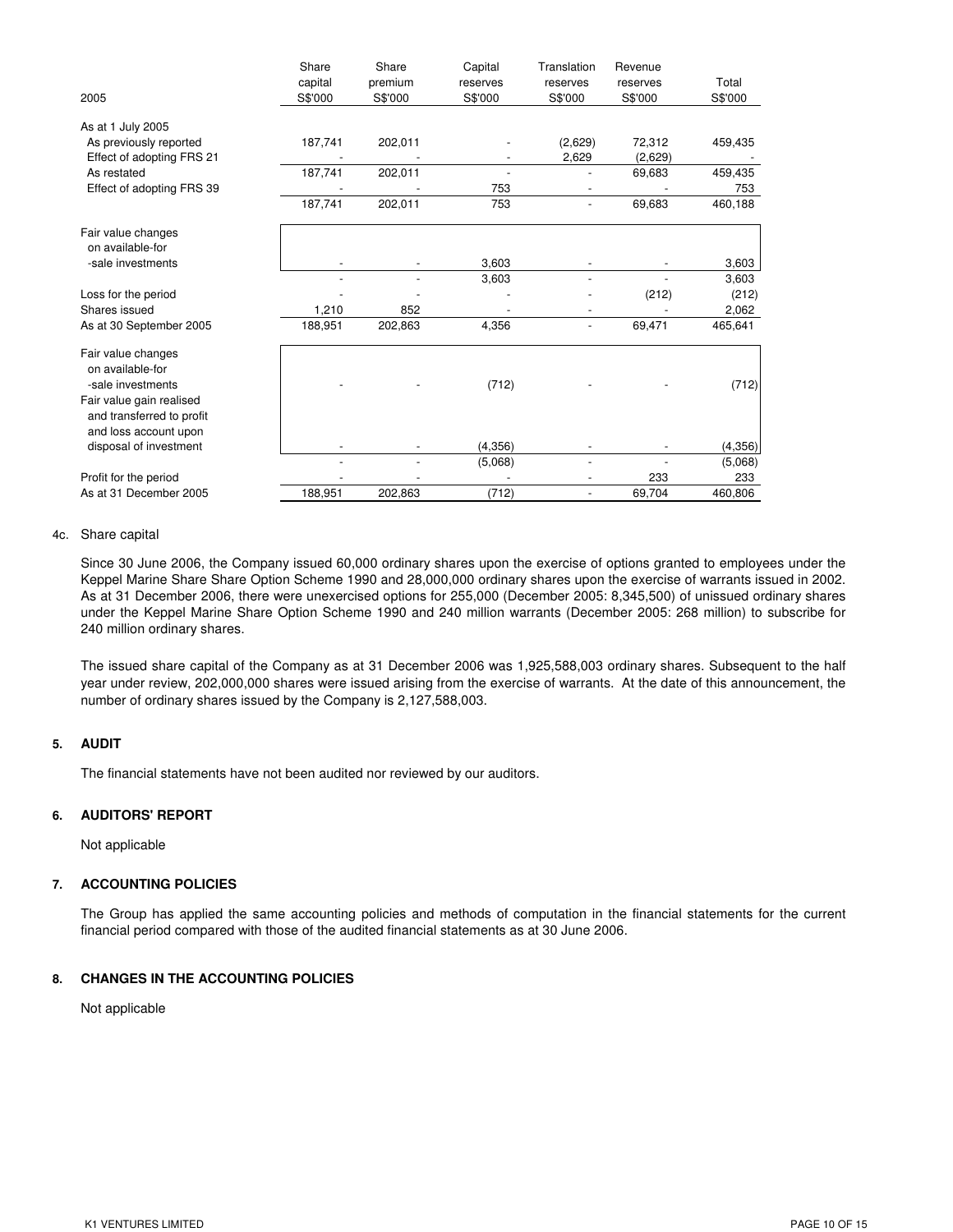| 2005 | Share capital S$'000 | Share premium S$'000 | Capital reserves S$'000 | Translation reserves S$'000 | Revenue reserves S$'000 | Total S$'000 |
|---|---|---|---|---|---|---|
| As at 1 July 2005 | | | | | | |
| As previously reported | 187,741 | 202,011 | - | (2,629) | 72,312 | 459,435 |
| Effect of adopting FRS 21 | - | - | - | 2,629 | (2,629) | - |
| As restated | 187,741 | 202,011 | - | - | 69,683 | 459,435 |
| Effect of adopting FRS 39 | - | - | 753 | - | - | 753 |
| | 187,741 | 202,011 | 753 | - | 69,683 | 460,188 |
| Fair value changes on available-for-sale investments | - | - | 3,603 | - | - | 3,603 |
| | - | - | 3,603 | - | - | 3,603 |
| Loss for the period | - | - | - | - | (212) | (212) |
| Shares issued | 1,210 | 852 | - | - | - | 2,062 |
| As at 30 September 2005 | 188,951 | 202,863 | 4,356 | - | 69,471 | 465,641 |
| Fair value changes on available-for-sale investments | - | - | (712) | - | - | (712) |
| Fair value gain realised and transferred to profit and loss account upon disposal of investment | - | - | (4,356) | - | - | (4,356) |
| | - | - | (5,068) | - | - | (5,068) |
| Profit for the period | - | - | - | - | 233 | 233 |
| As at 31 December 2005 | 188,951 | 202,863 | (712) | - | 69,704 | 460,806 |

4c. Share capital

Since 30 June 2006, the Company issued 60,000 ordinary shares upon the exercise of options granted to employees under the Keppel Marine Share Share Option Scheme 1990 and 28,000,000 ordinary shares upon the exercise of warrants issued in 2002. As at 31 December 2006, there were unexercised options for 255,000 (December 2005: 8,345,500) of unissued ordinary shares under the Keppel Marine Share Option Scheme 1990 and 240 million warrants (December 2005: 268 million) to subscribe for 240 million ordinary shares.

The issued share capital of the Company as at 31 December 2006 was 1,925,588,003 ordinary shares. Subsequent to the half year under review, 202,000,000 shares were issued arising from the exercise of warrants. At the date of this announcement, the number of ordinary shares issued by the Company is 2,127,588,003.

## 5. AUDIT

The financial statements have not been audited nor reviewed by our auditors.

## 6. AUDITORS' REPORT

Not applicable

## 7. ACCOUNTING POLICIES

The Group has applied the same accounting policies and methods of computation in the financial statements for the current financial period compared with those of the audited financial statements as at 30 June 2006.

## 8. CHANGES IN THE ACCOUNTING POLICIES

Not applicable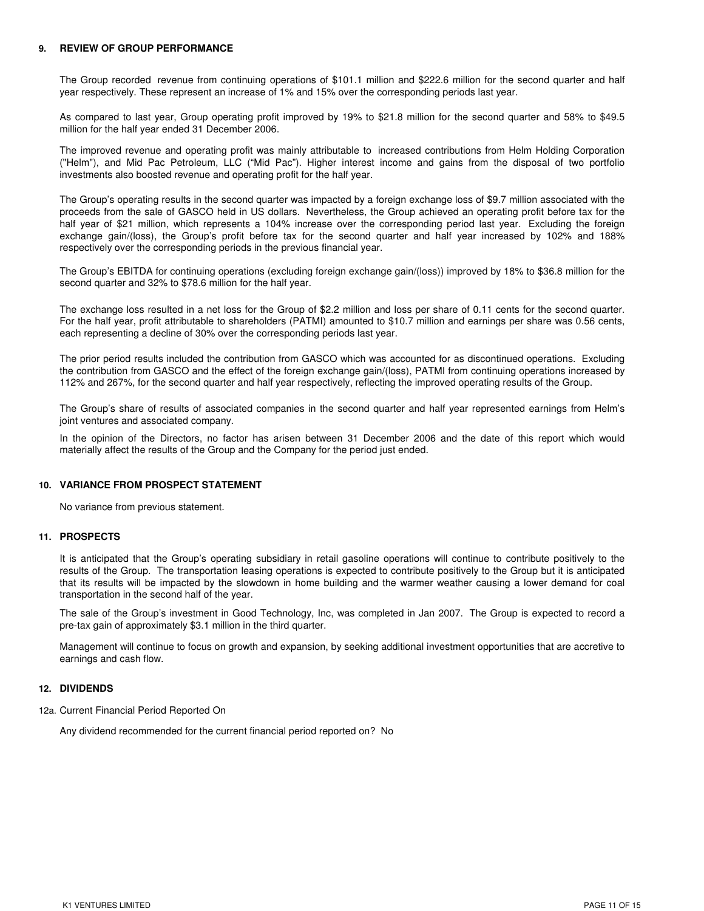## 9. REVIEW OF GROUP PERFORMANCE

The Group recorded revenue from continuing operations of $101.1 million and $222.6 million for the second quarter and half year respectively. These represent an increase of 1% and 15% over the corresponding periods last year.

As compared to last year, Group operating profit improved by 19% to $21.8 million for the second quarter and 58% to $49.5 million for the half year ended 31 December 2006.

The improved revenue and operating profit was mainly attributable to increased contributions from Helm Holding Corporation ("Helm"), and Mid Pac Petroleum, LLC ("Mid Pac"). Higher interest income and gains from the disposal of two portfolio investments also boosted revenue and operating profit for the half year.

The Group's operating results in the second quarter was impacted by a foreign exchange loss of $9.7 million associated with the proceeds from the sale of GASCO held in US dollars. Nevertheless, the Group achieved an operating profit before tax for the half year of $21 million, which represents a 104% increase over the corresponding period last year. Excluding the foreign exchange gain/(loss), the Group's profit before tax for the second quarter and half year increased by 102% and 188% respectively over the corresponding periods in the previous financial year.

The Group's EBITDA for continuing operations (excluding foreign exchange gain/(loss)) improved by 18% to $36.8 million for the second quarter and 32% to $78.6 million for the half year.

The exchange loss resulted in a net loss for the Group of $2.2 million and loss per share of 0.11 cents for the second quarter. For the half year, profit attributable to shareholders (PATMI) amounted to $10.7 million and earnings per share was 0.56 cents, each representing a decline of 30% over the corresponding periods last year.

The prior period results included the contribution from GASCO which was accounted for as discontinued operations. Excluding the contribution from GASCO and the effect of the foreign exchange gain/(loss), PATMI from continuing operations increased by 112% and 267%, for the second quarter and half year respectively, reflecting the improved operating results of the Group.

The Group's share of results of associated companies in the second quarter and half year represented earnings from Helm's joint ventures and associated company.

In the opinion of the Directors, no factor has arisen between 31 December 2006 and the date of this report which would materially affect the results of the Group and the Company for the period just ended.

## 10. VARIANCE FROM PROSPECT STATEMENT

No variance from previous statement.

## 11. PROSPECTS

It is anticipated that the Group's operating subsidiary in retail gasoline operations will continue to contribute positively to the results of the Group. The transportation leasing operations is expected to contribute positively to the Group but it is anticipated that its results will be impacted by the slowdown in home building and the warmer weather causing a lower demand for coal transportation in the second half of the year.

The sale of the Group's investment in Good Technology, Inc, was completed in Jan 2007. The Group is expected to record a pre-tax gain of approximately $3.1 million in the third quarter.

Management will continue to focus on growth and expansion, by seeking additional investment opportunities that are accretive to earnings and cash flow.

## 12. DIVIDENDS

12a. Current Financial Period Reported On

Any dividend recommended for the current financial period reported on? No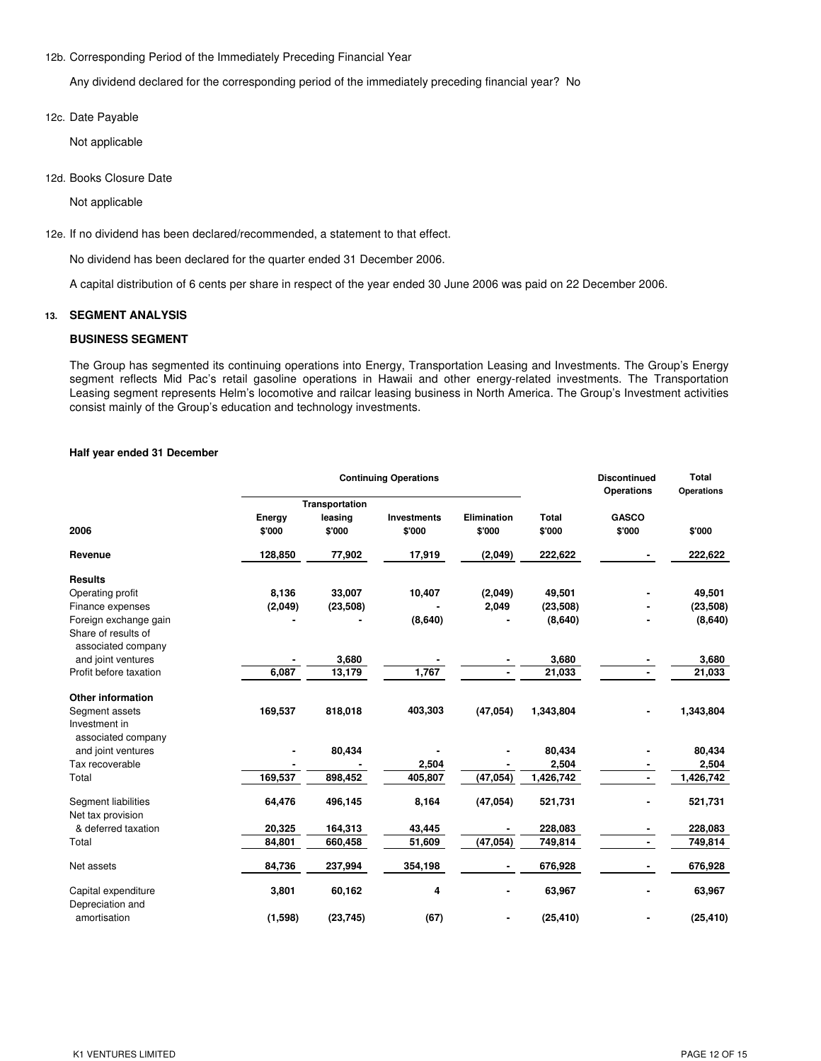12b. Corresponding Period of the Immediately Preceding Financial Year

Any dividend declared for the corresponding period of the immediately preceding financial year? No

12c. Date Payable

Not applicable

12d. Books Closure Date

Not applicable

12e. If no dividend has been declared/recommended, a statement to that effect.

No dividend has been declared for the quarter ended 31 December 2006.

A capital distribution of 6 cents per share in respect of the year ended 30 June 2006 was paid on 22 December 2006.

## 13. SEGMENT ANALYSIS

### BUSINESS SEGMENT

The Group has segmented its continuing operations into Energy, Transportation Leasing and Investments. The Group's Energy segment reflects Mid Pac's retail gasoline operations in Hawaii and other energy-related investments. The Transportation Leasing segment represents Helm's locomotive and railcar leasing business in North America. The Group's Investment activities consist mainly of the Group's education and technology investments.

**Half year ended 31 December**

| | Continuing Operations | | | | | Discontinued Operations | Total Operations |
|---|---|---|---|---|---|---|---|
| **2006** | **Energy $'000** | **Transportation leasing $'000** | **Investments $'000** | **Elimination $'000** | **Total $'000** | **GASCO $'000** | **$'000** |
| **Revenue** | 128,850 | 77,902 | 17,919 | (2,049) | 222,622 | - | 222,622 |
| **Results** | | | | | | | |
| Operating profit | 8,136 | 33,007 | 10,407 | (2,049) | 49,501 | - | 49,501 |
| Finance expenses | (2,049) | (23,508) | - | 2,049 | (23,508) | - | (23,508) |
| Foreign exchange gain | - | - | (8,640) | - | (8,640) | - | (8,640) |
| Share of results of associated company and joint ventures | - | 3,680 | - | - | 3,680 | - | 3,680 |
| Profit before taxation | 6,087 | 13,179 | 1,767 | - | 21,033 | - | 21,033 |
| **Other information** | | | | | | | |
| Segment assets | 169,537 | 818,018 | 403,303 | (47,054) | 1,343,804 | - | 1,343,804 |
| Investment in associated company and joint ventures | - | 80,434 | - | - | 80,434 | - | 80,434 |
| Tax recoverable | - | - | 2,504 | - | 2,504 | - | 2,504 |
| Total | 169,537 | 898,452 | 405,807 | (47,054) | 1,426,742 | - | 1,426,742 |
| Segment liabilities | 64,476 | 496,145 | 8,164 | (47,054) | 521,731 | - | 521,731 |
| Net tax provision & deferred taxation | 20,325 | 164,313 | 43,445 | - | 228,083 | - | 228,083 |
| Total | 84,801 | 660,458 | 51,609 | (47,054) | 749,814 | - | 749,814 |
| Net assets | 84,736 | 237,994 | 354,198 | - | 676,928 | - | 676,928 |
| Capital expenditure | 3,801 | 60,162 | 4 | - | 63,967 | - | 63,967 |
| Depreciation and amortisation | (1,598) | (23,745) | (67) | - | (25,410) | - | (25,410) |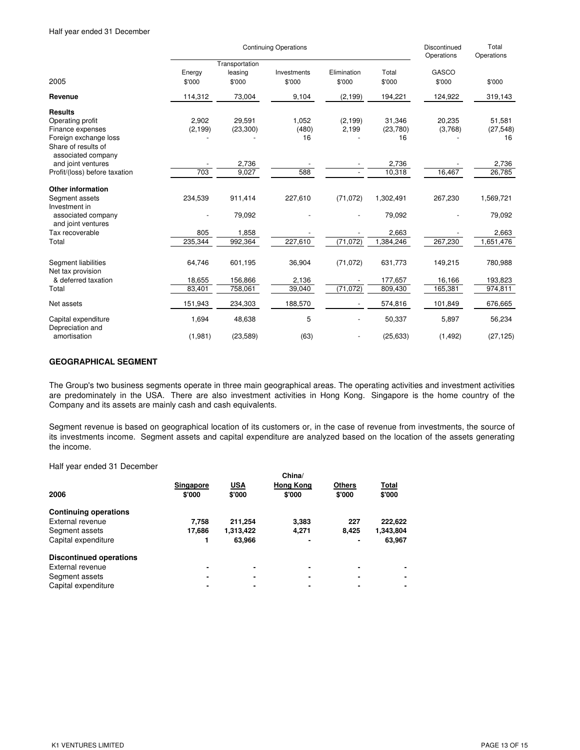Half year ended 31 December

| 2005 | Continuing Operations | | | | | Discontinued Operations | Total Operations |
|---|---|---|---|---|---|---|---|
| | Energy | Transportation leasing | Investments | Elimination | Total | GASCO | |
| | $'000 | $'000 | $'000 | $'000 | $'000 | $'000 | $'000 |
| **Revenue** | 114,312 | 73,004 | 9,104 | (2,199) | 194,221 | 124,922 | 319,143 |
| **Results** | | | | | | | |
| Operating profit | 2,902 | 29,591 | 1,052 | (2,199) | 31,346 | 20,235 | 51,581 |
| Finance expenses | (2,199) | (23,300) | (480) | 2,199 | (23,780) | (3,768) | (27,548) |
| Foreign exchange loss | - | - | 16 | - | 16 | - | 16 |
| Share of results of associated company and joint ventures | - | 2,736 | - | - | 2,736 | - | 2,736 |
| Profit/(loss) before taxation | 703 | 9,027 | 588 | - | 10,318 | 16,467 | 26,785 |
| **Other information** | | | | | | | |
| Segment assets | 234,539 | 911,414 | 227,610 | (71,072) | 1,302,491 | 267,230 | 1,569,721 |
| Investment in associated company and joint ventures | - | 79,092 | - | - | 79,092 | - | 79,092 |
| Tax recoverable | 805 | 1,858 | - | - | 2,663 | - | 2,663 |
| Total | 235,344 | 992,364 | 227,610 | (71,072) | 1,384,246 | 267,230 | 1,651,476 |
| Segment liabilities | 64,746 | 601,195 | 36,904 | (71,072) | 631,773 | 149,215 | 780,988 |
| Net tax provision & deferred taxation | 18,655 | 156,866 | 2,136 | - | 177,657 | 16,166 | 193,823 |
| Total | 83,401 | 758,061 | 39,040 | (71,072) | 809,430 | 165,381 | 974,811 |
| Net assets | 151,943 | 234,303 | 188,570 | - | 574,816 | 101,849 | 676,665 |
| Capital expenditure | 1,694 | 48,638 | 5 | - | 50,337 | 5,897 | 56,234 |
| Depreciation and amortisation | (1,981) | (23,589) | (63) | - | (25,633) | (1,492) | (27,125) |

**GEOGRAPHICAL SEGMENT**

The Group's two business segments operate in three main geographical areas. The operating activities and investment activities are predominately in the USA. There are also investment activities in Hong Kong. Singapore is the home country of the Company and its assets are mainly cash and cash equivalents.

Segment revenue is based on geographical location of its customers or, in the case of revenue from investments, the source of its investments income. Segment assets and capital expenditure are analyzed based on the location of the assets generating the income.

Half year ended 31 December

| 2006 | Singapore $'000 | USA $'000 | China/ Hong Kong $'000 | Others $'000 | Total $'000 |
|---|---|---|---|---|---|
| **Continuing operations** | | | | | |
| External revenue | **7,758** | **211,254** | **3,383** | **227** | **222,622** |
| Segment assets | **17,686** | **1,313,422** | **4,271** | **8,425** | **1,343,804** |
| Capital expenditure | **1** | **63,966** | **-** | **-** | **63,967** |
| **Discontinued operations** | | | | | |
| External revenue | **-** | **-** | **-** | **-** | **-** |
| Segment assets | **-** | **-** | **-** | **-** | **-** |
| Capital expenditure | **-** | **-** | **-** | **-** | **-** |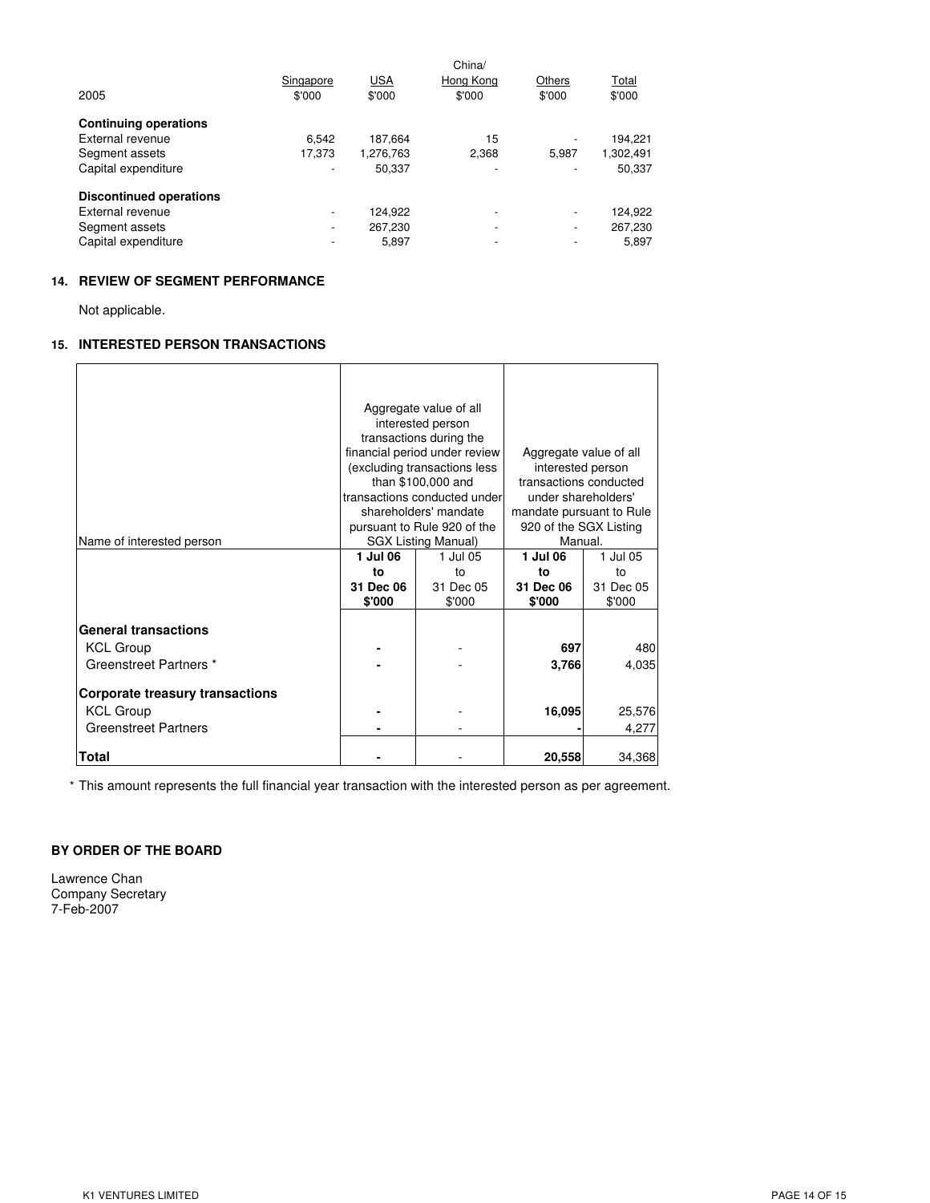| 2005 | Singapore $'000 | USA $'000 | China/ Hong Kong $'000 | Others $'000 | Total $'000 |
|---|---|---|---|---|---|
| **Continuing operations** | | | | | |
| External revenue | 6,542 | 187,664 | 15 | - | 194,221 |
| Segment assets | 17,373 | 1,276,763 | 2,368 | 5,987 | 1,302,491 |
| Capital expenditure | - | 50,337 | - | - | 50,337 |
| **Discontinued operations** | | | | | |
| External revenue | - | 124,922 | - | - | 124,922 |
| Segment assets | - | 267,230 | - | - | 267,230 |
| Capital expenditure | - | 5,897 | - | - | 5,897 |

## 14. REVIEW OF SEGMENT PERFORMANCE

Not applicable.

## 15. INTERESTED PERSON TRANSACTIONS

| Name of interested person | Aggregate value of all interested person transactions during the financial period under review (excluding transactions less than $100,000 and transactions conducted under shareholders' mandate pursuant to Rule 920 of the SGX Listing Manual) | | Aggregate value of all interested person transactions conducted under shareholders' mandate pursuant to Rule 920 of the SGX Listing Manual. | |
|---|---|---|---|---|
| | **1 Jul 06 to 31 Dec 06 $'000** | 1 Jul 05 to 31 Dec 05 $'000 | **1 Jul 06 to 31 Dec 06 $'000** | 1 Jul 05 to 31 Dec 05 $'000 |
| **General transactions** | | | | |
| KCL Group | **-** | - | **697** | 480 |
| Greenstreet Partners * | **-** | - | **3,766** | 4,035 |
| **Corporate treasury transactions** | | | | |
| KCL Group | **-** | - | **16,095** | 25,576 |
| Greenstreet Partners | **-** | - | **-** | 4,277 |
| **Total** | **-** | - | **20,558** | 34,368 |

* This amount represents the full financial year transaction with the interested person as per agreement.

**BY ORDER OF THE BOARD**

Lawrence Chan
Company Secretary
7-Feb-2007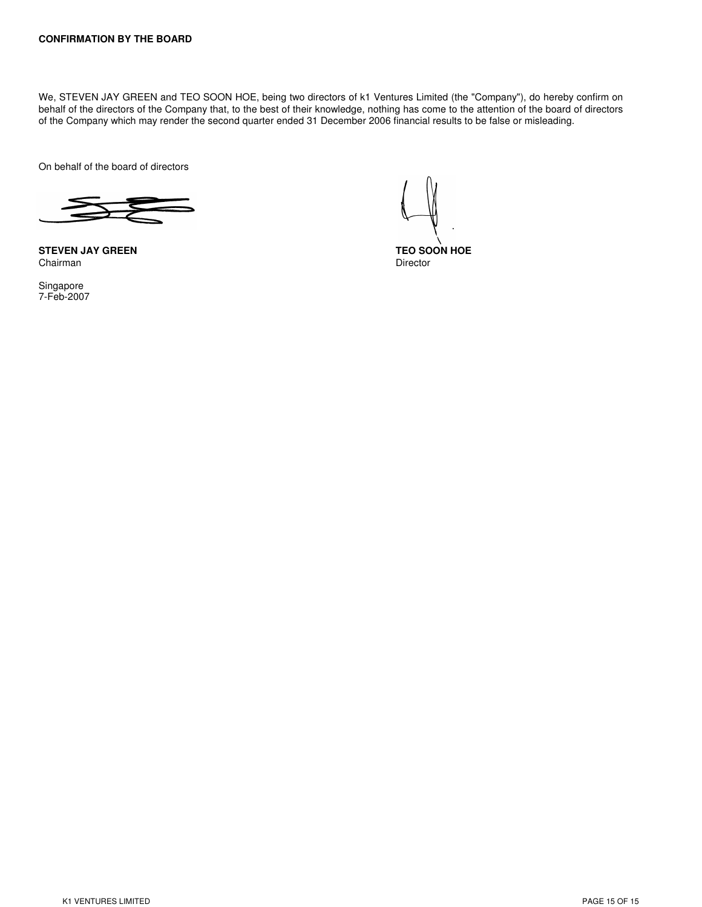**CONFIRMATION BY THE BOARD**

We, STEVEN JAY GREEN and TEO SOON HOE, being two directors of k1 Ventures Limited (the "Company"), do hereby confirm on behalf of the directors of the Company that, to the best of their knowledge, nothing has come to the attention of the board of directors of the Company which may render the second quarter ended 31 December 2006 financial results to be false or misleading.

On behalf of the board of directors

**STEVEN JAY GREEN**
Chairman

**TEO SOON HOE**
Director

Singapore
7-Feb-2007